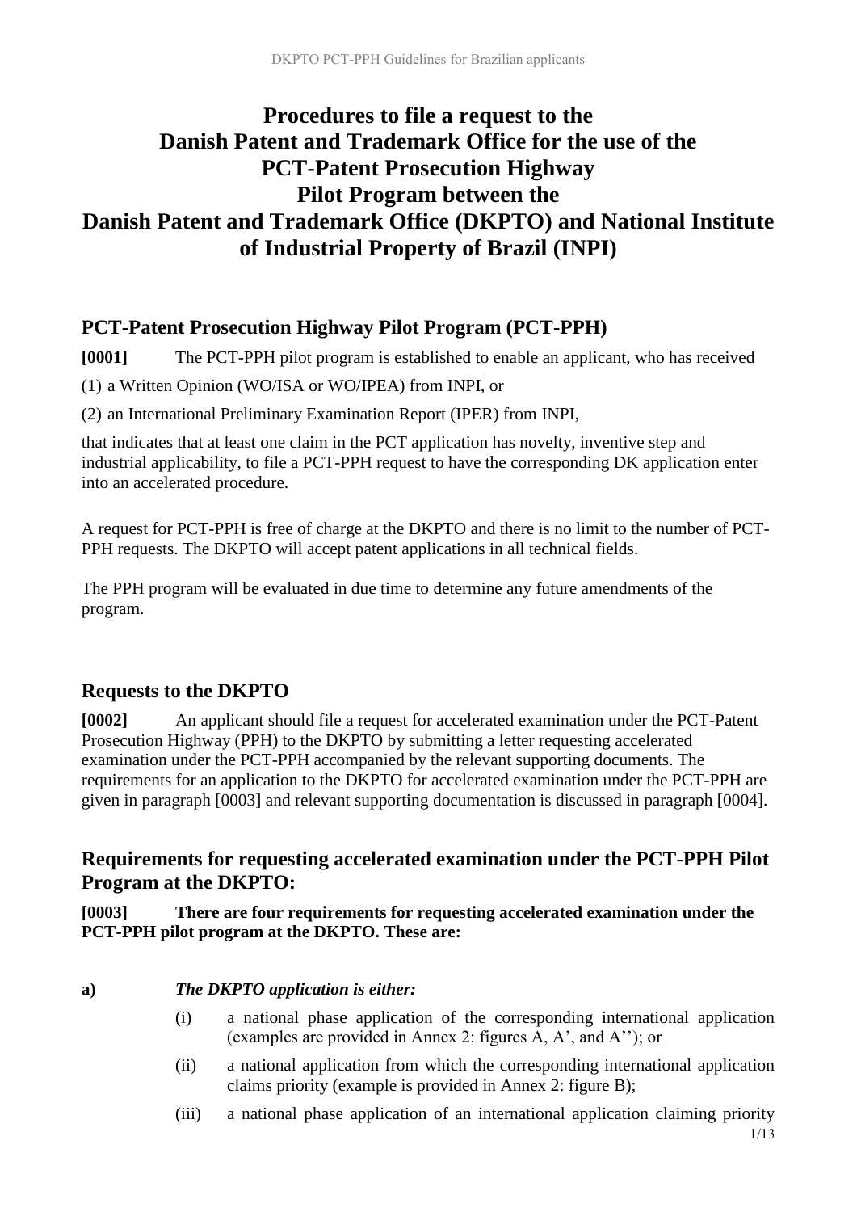# Procedures to file a request to the Danish Patent and Trademark Office for the use of the PCT-Patent Prosecution Highway Pilot Program between the Danish Patent and Trademark Office (DKPTO) and National Institute of Industrial Property of Brazil (INPI)

## PCT-Patent Prosecution Highway Pilot Program (PCT-PPH)

**[0001]** The PCT-PPH pilot program is established to enable an applicant, who has received

(1) a Written Opinion (WO/ISA or WO/IPEA) from INPI, or

(2) an International Preliminary Examination Report (IPER) from INPI,

that indicates that at least one claim in the PCT application has novelty, inventive step and industrial applicability, to file a PCT-PPH request to have the corresponding DK application enter into an accelerated procedure.

A request for PCT-PPH is free of charge at the DKPTO and there is no limit to the number of PCT-PPH requests. The DKPTO will accept patent applications in all technical fields.

The PPH program will be evaluated in due time to determine any future amendments of the program.

## Requests to the DKPTO

**[0002]** An applicant should file a request for accelerated examination under the PCT-Patent Prosecution Highway (PPH) to the DKPTO by submitting a letter requesting accelerated examination under the PCT-PPH accompanied by the relevant supporting documents. The requirements for an application to the DKPTO for accelerated examination under the PCT-PPH are given in paragraph [0003] and relevant supporting documentation is discussed in paragraph [0004].

## Requirements for requesting accelerated examination under the PCT-PPH Pilot Program at the DKPTO:

**[0003] There are four requirements for requesting accelerated examination under the PCT-PPH pilot program at the DKPTO. These are:**

**a)** ***The DKPTO application is either:***

- (i) a national phase application of the corresponding international application (examples are provided in Annex 2: figures A, A', and A''); or
- (ii) a national application from which the corresponding international application claims priority (example is provided in Annex 2: figure B);
- (iii) a national phase application of an international application claiming priority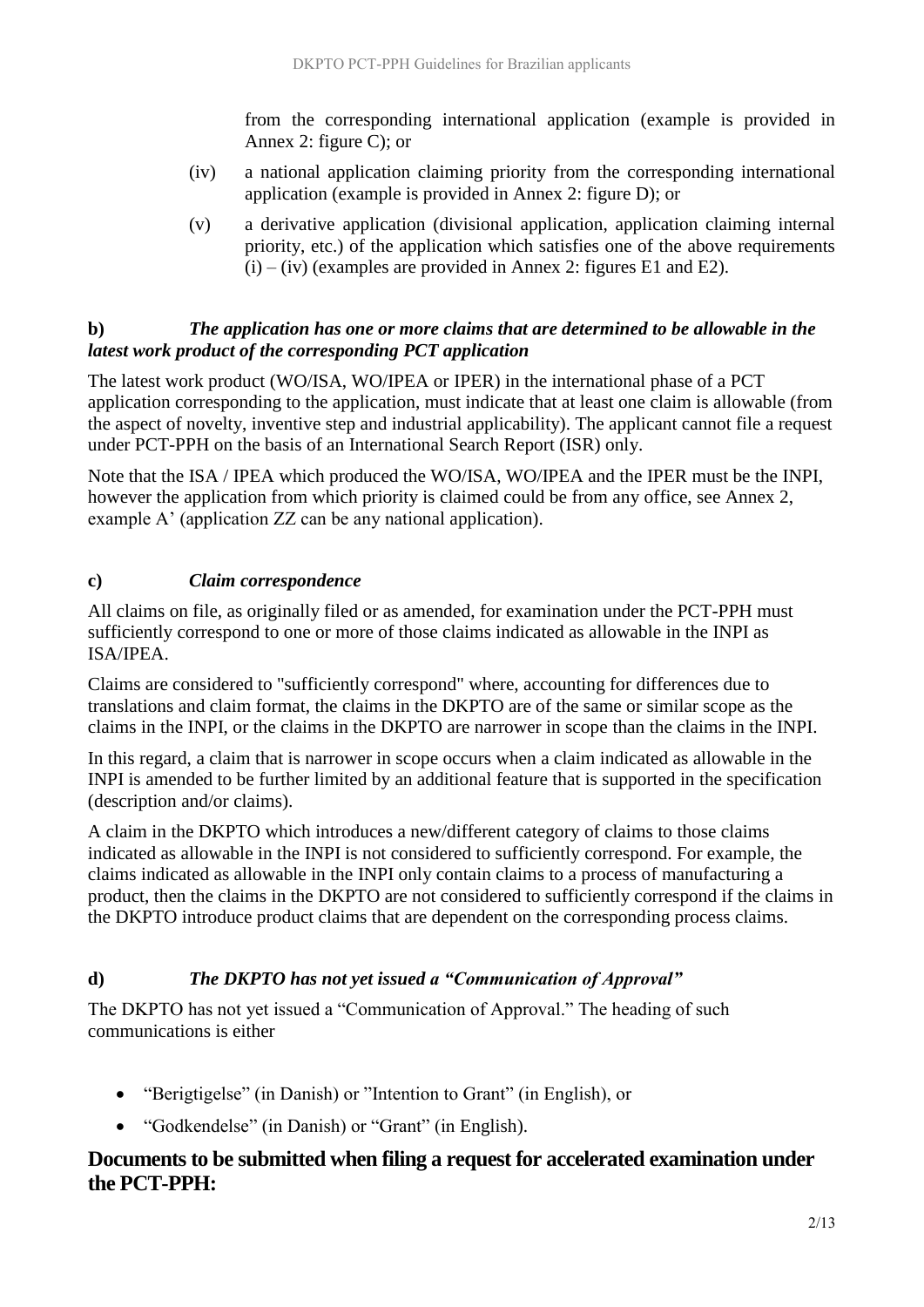from the corresponding international application (example is provided in Annex 2: figure C); or

(iv) a national application claiming priority from the corresponding international application (example is provided in Annex 2: figure D); or

(v) a derivative application (divisional application, application claiming internal priority, etc.) of the application which satisfies one of the above requirements (i) – (iv) (examples are provided in Annex 2: figures E1 and E2).

**b) *The application has one or more claims that are determined to be allowable in the latest work product of the corresponding PCT application***

The latest work product (WO/ISA, WO/IPEA or IPER) in the international phase of a PCT application corresponding to the application, must indicate that at least one claim is allowable (from the aspect of novelty, inventive step and industrial applicability). The applicant cannot file a request under PCT-PPH on the basis of an International Search Report (ISR) only.

Note that the ISA / IPEA which produced the WO/ISA, WO/IPEA and the IPER must be the INPI, however the application from which priority is claimed could be from any office, see Annex 2, example A' (application ZZ can be any national application).

**c) *Claim correspondence***

All claims on file, as originally filed or as amended, for examination under the PCT-PPH must sufficiently correspond to one or more of those claims indicated as allowable in the INPI as ISA/IPEA.

Claims are considered to "sufficiently correspond" where, accounting for differences due to translations and claim format, the claims in the DKPTO are of the same or similar scope as the claims in the INPI, or the claims in the DKPTO are narrower in scope than the claims in the INPI.

In this regard, a claim that is narrower in scope occurs when a claim indicated as allowable in the INPI is amended to be further limited by an additional feature that is supported in the specification (description and/or claims).

A claim in the DKPTO which introduces a new/different category of claims to those claims indicated as allowable in the INPI is not considered to sufficiently correspond. For example, the claims indicated as allowable in the INPI only contain claims to a process of manufacturing a product, then the claims in the DKPTO are not considered to sufficiently correspond if the claims in the DKPTO introduce product claims that are dependent on the corresponding process claims.

**d) *The DKPTO has not yet issued a "Communication of Approval"***

The DKPTO has not yet issued a "Communication of Approval." The heading of such communications is either

- "Berigtigelse" (in Danish) or "Intention to Grant" (in English), or
- "Godkendelse" (in Danish) or "Grant" (in English).

## Documents to be submitted when filing a request for accelerated examination under the PCT-PPH: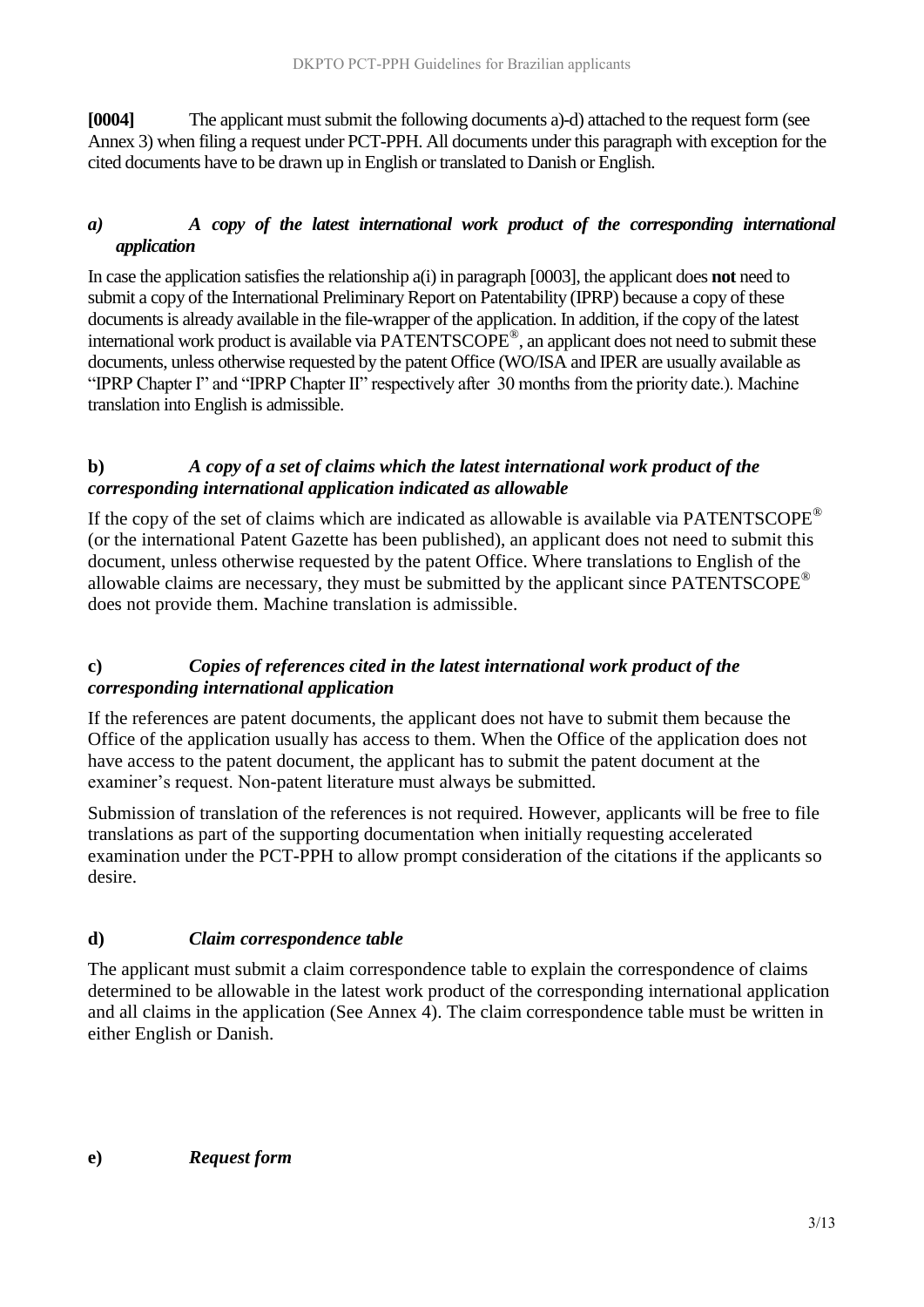**[0004]** The applicant must submit the following documents a)-d) attached to the request form (see Annex 3) when filing a request under PCT-PPH. All documents under this paragraph with exception for the cited documents have to be drawn up in English or translated to Danish or English.

### *a) A copy of the latest international work product of the corresponding international application*

In case the application satisfies the relationship a(i) in paragraph [0003], the applicant does **not** need to submit a copy of the International Preliminary Report on Patentability (IPRP) because a copy of these documents is already available in the file-wrapper of the application. In addition, if the copy of the latest international work product is available via PATENTSCOPE®, an applicant does not need to submit these documents, unless otherwise requested by the patent Office (WO/ISA and IPER are usually available as "IPRP Chapter I" and "IPRP Chapter II" respectively after 30 months from the priority date.). Machine translation into English is admissible.

### **b)** *A copy of a set of claims which the latest international work product of the corresponding international application indicated as allowable*

If the copy of the set of claims which are indicated as allowable is available via PATENTSCOPE® (or the international Patent Gazette has been published), an applicant does not need to submit this document, unless otherwise requested by the patent Office. Where translations to English of the allowable claims are necessary, they must be submitted by the applicant since PATENTSCOPE® does not provide them. Machine translation is admissible.

### **c)** *Copies of references cited in the latest international work product of the corresponding international application*

If the references are patent documents, the applicant does not have to submit them because the Office of the application usually has access to them. When the Office of the application does not have access to the patent document, the applicant has to submit the patent document at the examiner's request. Non-patent literature must always be submitted.

Submission of translation of the references is not required. However, applicants will be free to file translations as part of the supporting documentation when initially requesting accelerated examination under the PCT-PPH to allow prompt consideration of the citations if the applicants so desire.

### **d)** *Claim correspondence table*

The applicant must submit a claim correspondence table to explain the correspondence of claims determined to be allowable in the latest work product of the corresponding international application and all claims in the application (See Annex 4). The claim correspondence table must be written in either English or Danish.

### **e)** *Request form*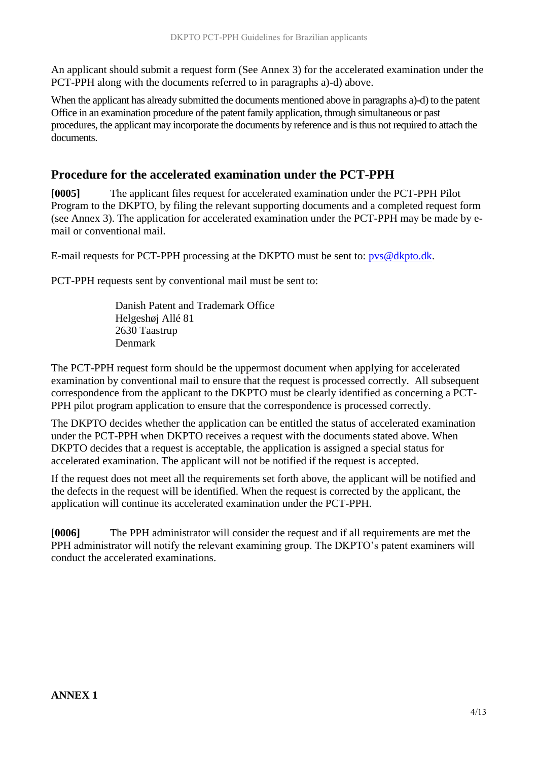An applicant should submit a request form (See Annex 3) for the accelerated examination under the PCT-PPH along with the documents referred to in paragraphs a)-d) above.

When the applicant has already submitted the documents mentioned above in paragraphs a)-d) to the patent Office in an examination procedure of the patent family application, through simultaneous or past procedures, the applicant may incorporate the documents by reference and is thus not required to attach the documents.

## Procedure for the accelerated examination under the PCT-PPH

**[0005]** The applicant files request for accelerated examination under the PCT-PPH Pilot Program to the DKPTO, by filing the relevant supporting documents and a completed request form (see Annex 3). The application for accelerated examination under the PCT-PPH may be made by e-mail or conventional mail.

E-mail requests for PCT-PPH processing at the DKPTO must be sent to: pvs@dkpto.dk.

PCT-PPH requests sent by conventional mail must be sent to:

Danish Patent and Trademark Office
Helgeshøj Allé 81
2630 Taastrup
Denmark

The PCT-PPH request form should be the uppermost document when applying for accelerated examination by conventional mail to ensure that the request is processed correctly. All subsequent correspondence from the applicant to the DKPTO must be clearly identified as concerning a PCT-PPH pilot program application to ensure that the correspondence is processed correctly.

The DKPTO decides whether the application can be entitled the status of accelerated examination under the PCT-PPH when DKPTO receives a request with the documents stated above. When DKPTO decides that a request is acceptable, the application is assigned a special status for accelerated examination. The applicant will not be notified if the request is accepted.

If the request does not meet all the requirements set forth above, the applicant will be notified and the defects in the request will be identified. When the request is corrected by the applicant, the application will continue its accelerated examination under the PCT-PPH.

**[0006]** The PPH administrator will consider the request and if all requirements are met the PPH administrator will notify the relevant examining group. The DKPTO's patent examiners will conduct the accelerated examinations.

**ANNEX 1**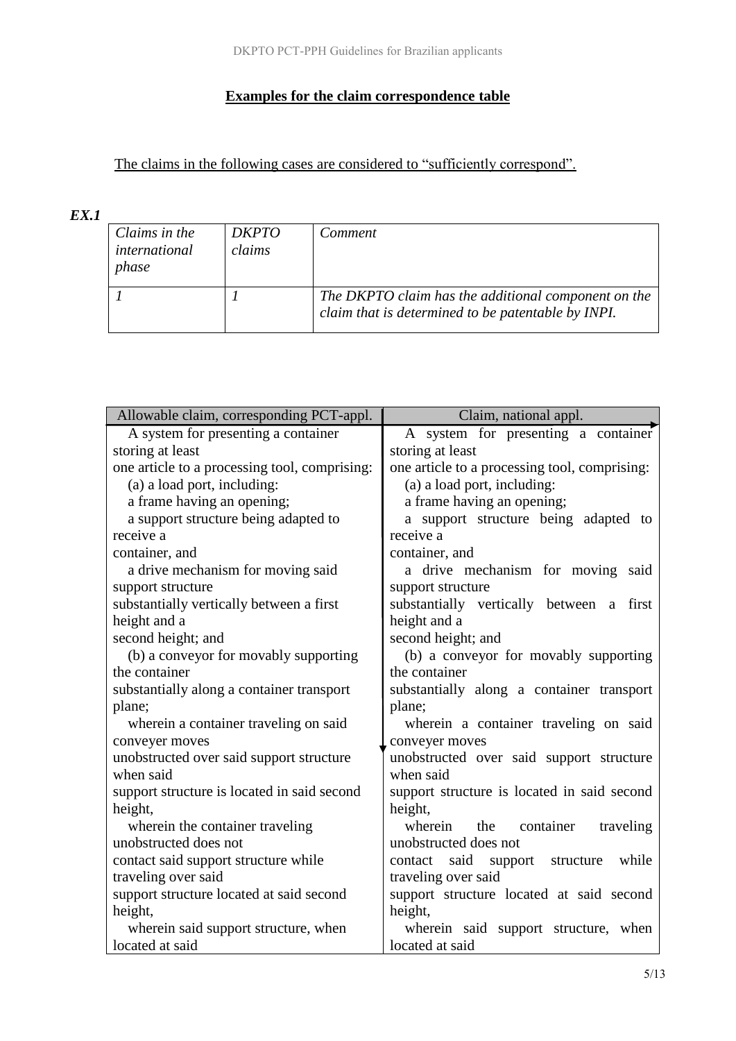## Examples for the claim correspondence table

The claims in the following cases are considered to "sufficiently correspond".

### *EX.1*

| *Claims in the international phase* | *DKPTO claims* | *Comment* |
|---|---|---|
| *1* | *1* | *The DKPTO claim has the additional component on the claim that is determined to be patentable by INPI.* |

| Allowable claim, corresponding PCT-appl. | Claim, national appl. |
|---|---|
| A system for presenting a container storing at least one article to a processing tool, comprising: (a) a load port, including: a frame having an opening; a support structure being adapted to receive a container, and a drive mechanism for moving said support structure substantially vertically between a first height and a second height; and (b) a conveyor for movably supporting the container substantially along a container transport plane; wherein a container traveling on said conveyer moves unobstructed over said support structure when said support structure is located in said second height, wherein the container traveling unobstructed does not contact said support structure while traveling over said support structure located at said second height, wherein said support structure, when located at said | A system for presenting a container storing at least one article to a processing tool, comprising: (a) a load port, including: a frame having an opening; a support structure being adapted to receive a container, and a drive mechanism for moving said support structure substantially vertically between a first height and a second height; and (b) a conveyor for movably supporting the container substantially along a container transport plane; wherein a container traveling on said conveyer moves unobstructed over said support structure when said support structure is located in said second height, wherein the container traveling unobstructed does not contact said support structure while traveling over said support structure located at said second height, wherein said support structure, when located at said |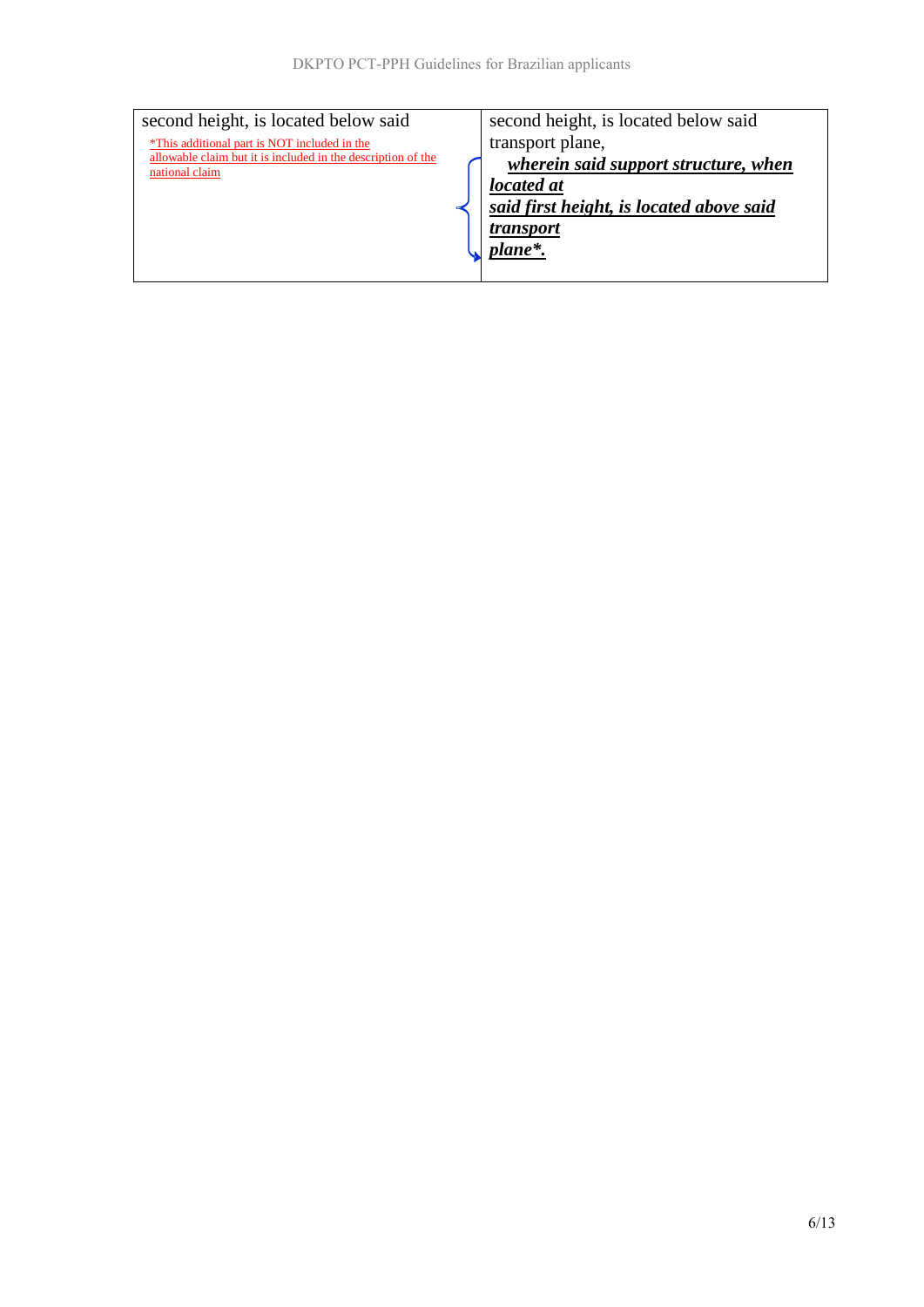| | |
|---|---|
| second height, is located below said<br>*This additional part is NOT included in the allowable claim but it is included in the description of the national claim | second height, is located below said transport plane,<br>***wherein said support structure, when located at said first height, is located above said transport plane*.*** |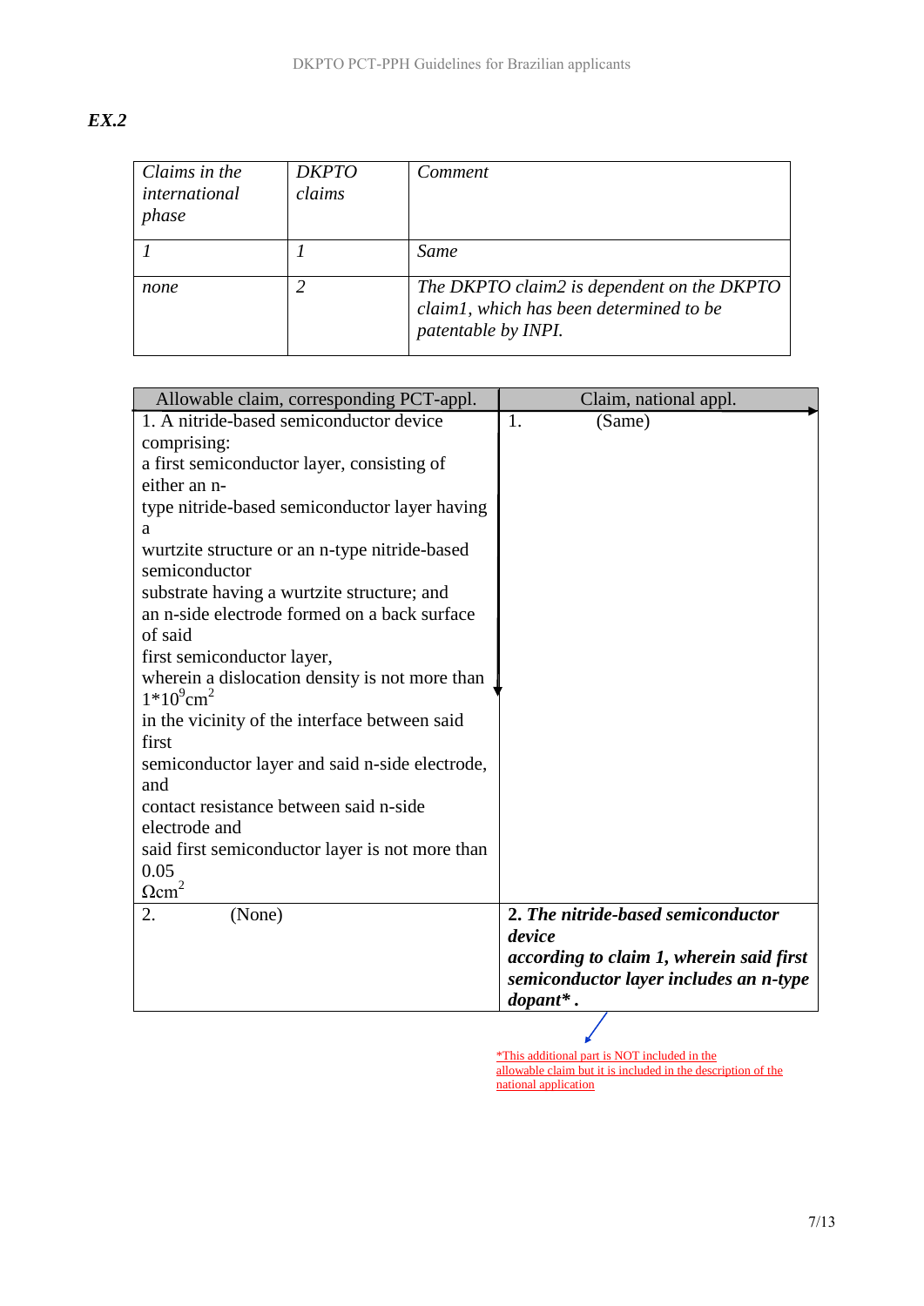***EX.2***

| *Claims in the international phase* | *DKPTO claims* | *Comment* |
|---|---|---|
| *1* | *1* | *Same* |
| *none* | *2* | *The DKPTO claim2 is dependent on the DKPTO claim1, which has been determined to be patentable by INPI.* |

| Allowable claim, corresponding PCT-appl. | Claim, national appl. |
|---|---|
| 1. A nitride-based semiconductor device comprising: a first semiconductor layer, consisting of either an n-type nitride-based semiconductor layer having a wurtzite structure or an n-type nitride-based semiconductor substrate having a wurtzite structure; and an n-side electrode formed on a back surface of said first semiconductor layer, wherein a dislocation density is not more than $1*10^9 cm^2$ in the vicinity of the interface between said first semiconductor layer and said n-side electrode, and contact resistance between said n-side electrode and said first semiconductor layer is not more than 0.05 $\Omega cm^2$ | 1. (Same) |
| 2. (None) | ***2. The nitride-based semiconductor device according to claim 1, wherein said first semiconductor layer includes an n-type dopant\* .*** |

\*This additional part is NOT included in the allowable claim but it is included in the description of the national application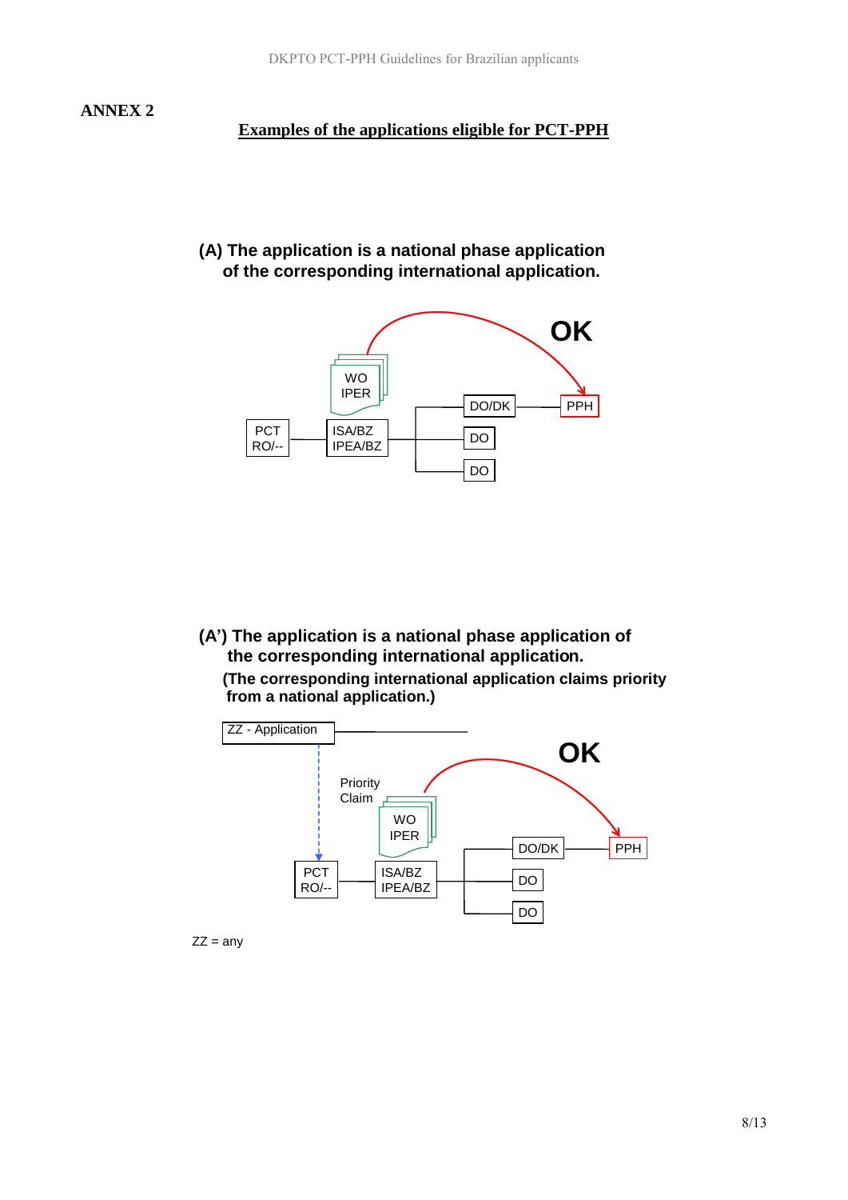**ANNEX 2**

## Examples of the applications eligible for PCT-PPH

### (A) The application is a national phase application of the corresponding international application.

OK

WO
IPER

PCT
RO/--

ISA/BZ
IPEA/BZ

DO/DK

PPH

DO

DO

### (A') The application is a national phase application of the corresponding international application.

**(The corresponding international application claims priority from a national application.)**

ZZ - Application

OK

Priority
Claim

WO
IPER

DO/DK

PPH

PCT
RO/--

ISA/BZ
IPEA/BZ

DO

DO

ZZ = any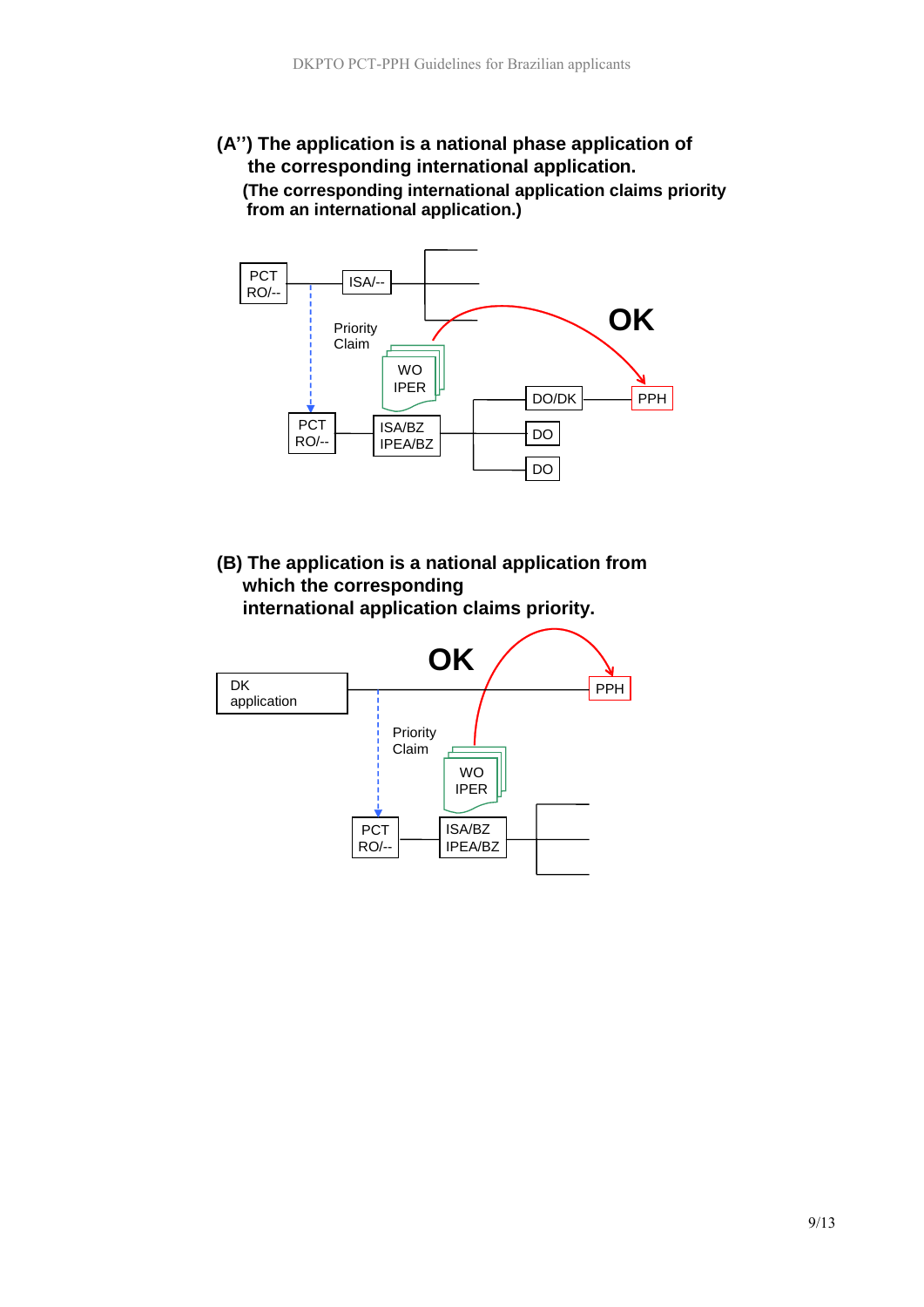**(A'') The application is a national phase application of the corresponding international application.**
**(The corresponding international application claims priority from an international application.)**

PCT RO/--

ISA/--

Priority Claim

WO IPER

OK

DO/DK

PPH

PCT RO/--

ISA/BZ IPEA/BZ

DO

DO

**(B) The application is a national application from which the corresponding international application claims priority.**

OK

DK application

PPH

Priority Claim

WO IPER

PCT RO/--

ISA/BZ IPEA/BZ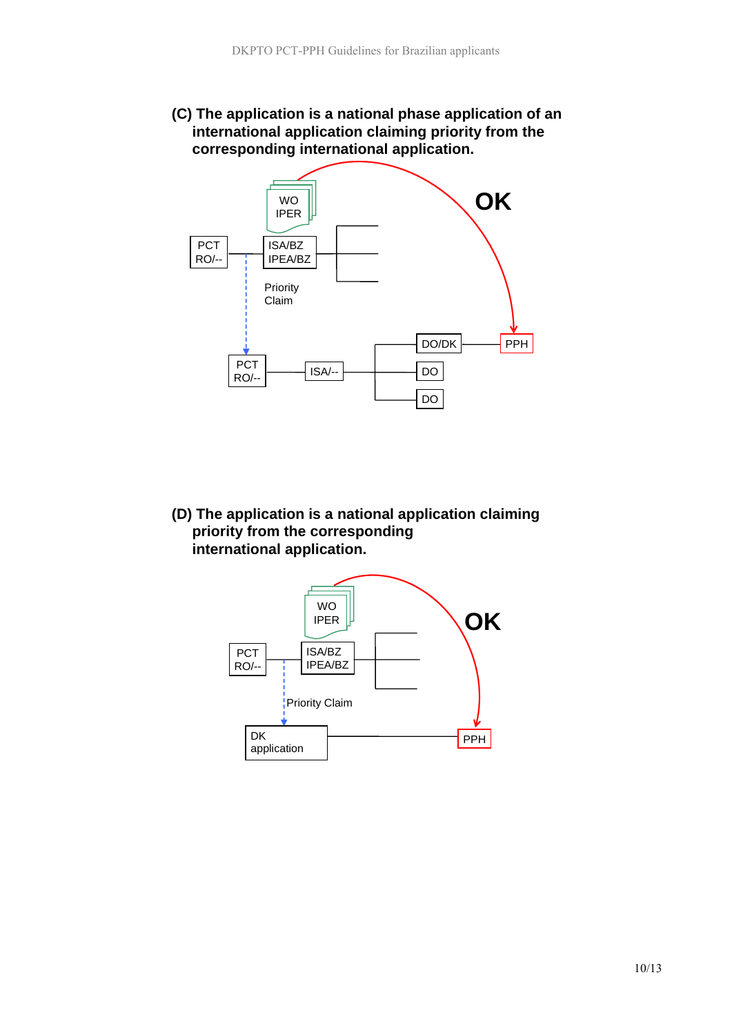**(C) The application is a national phase application of an international application claiming priority from the corresponding international application.**

WO IPER

PCT RO/--

ISA/BZ IPEA/BZ

Priority Claim

OK

PCT RO/--

ISA/--

DO/DK

PPH

DO

DO

**(D) The application is a national application claiming priority from the corresponding international application.**

WO IPER

PCT RO/--

ISA/BZ IPEA/BZ

OK

Priority Claim

DK application

PPH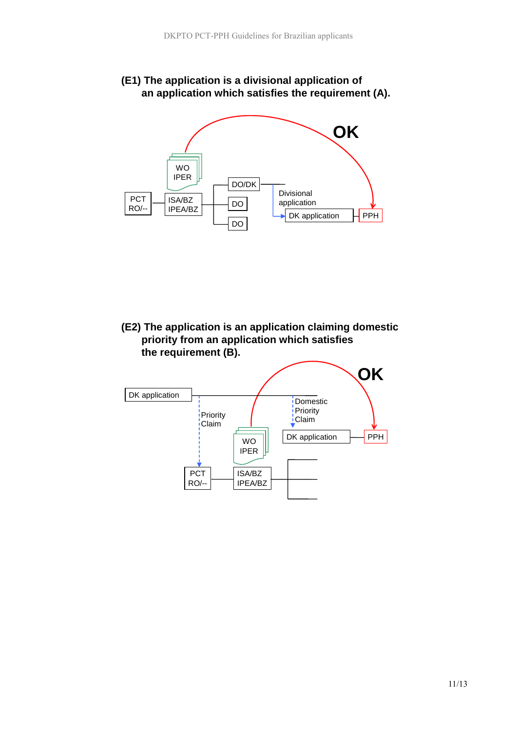**(E1) The application is a divisional application of an application which satisfies the requirement (A).**

OK

WO IPER

PCT RO/--

ISA/BZ IPEA/BZ

DO/DK

DO

DO

Divisional application

DK application

PPH

**(E2) The application is an application claiming domestic priority from an application which satisfies the requirement (B).**

OK

DK application

Priority Claim

Domestic Priority Claim

WO IPER

DK application

PPH

PCT RO/--

ISA/BZ IPEA/BZ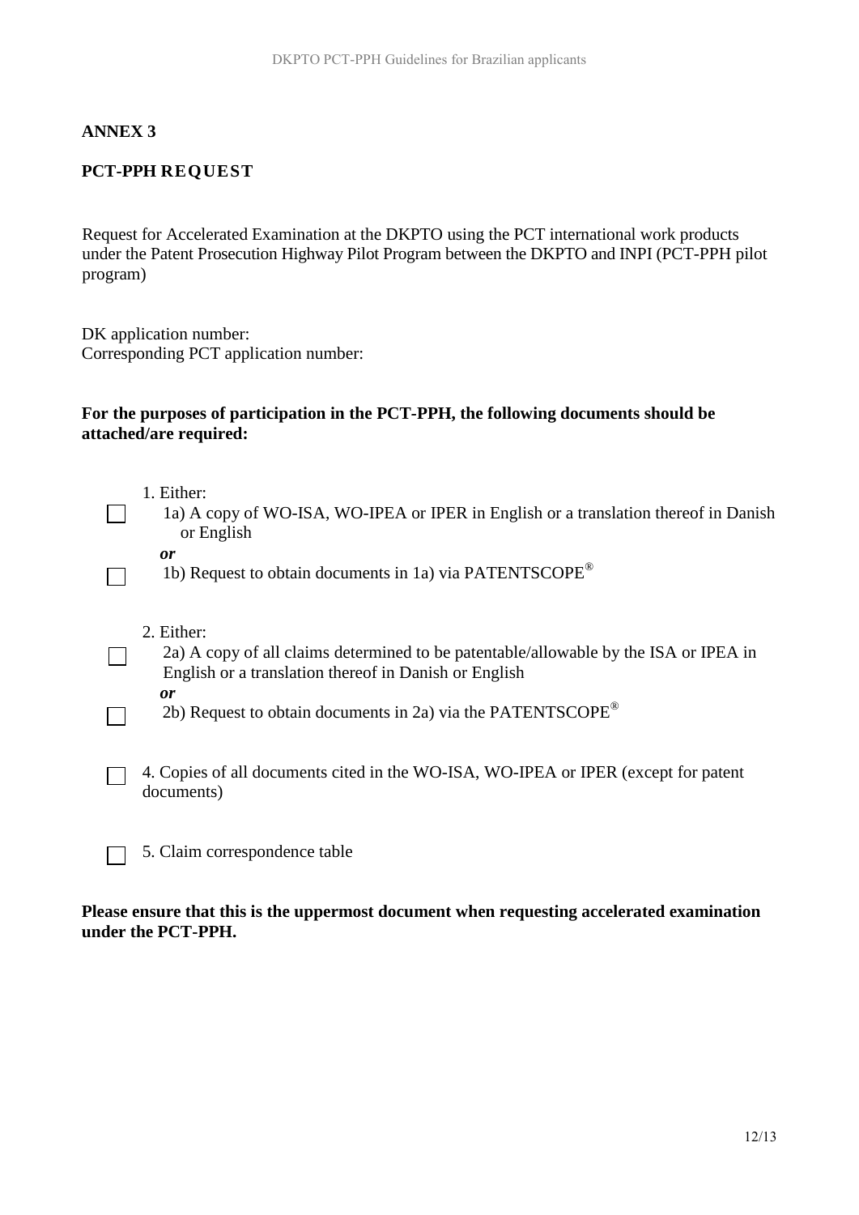## ANNEX 3

## PCT-PPH REQUEST

Request for Accelerated Examination at the DKPTO using the PCT international work products under the Patent Prosecution Highway Pilot Program between the DKPTO and INPI (PCT-PPH pilot program)

DK application number:
Corresponding PCT application number:

**For the purposes of participation in the PCT-PPH, the following documents should be attached/are required:**

1. Either:
   - ☐ 1a) A copy of WO-ISA, WO-IPEA or IPER in English or a translation thereof in Danish or English

   ***or***

   - ☐ 1b) Request to obtain documents in 1a) via PATENTSCOPE®

2. Either:
   - ☐ 2a) A copy of all claims determined to be patentable/allowable by the ISA or IPEA in English or a translation thereof in Danish or English

   ***or***

   - ☐ 2b) Request to obtain documents in 2a) via the PATENTSCOPE®

☐ 4. Copies of all documents cited in the WO-ISA, WO-IPEA or IPER (except for patent documents)

☐ 5. Claim correspondence table

**Please ensure that this is the uppermost document when requesting accelerated examination under the PCT-PPH.**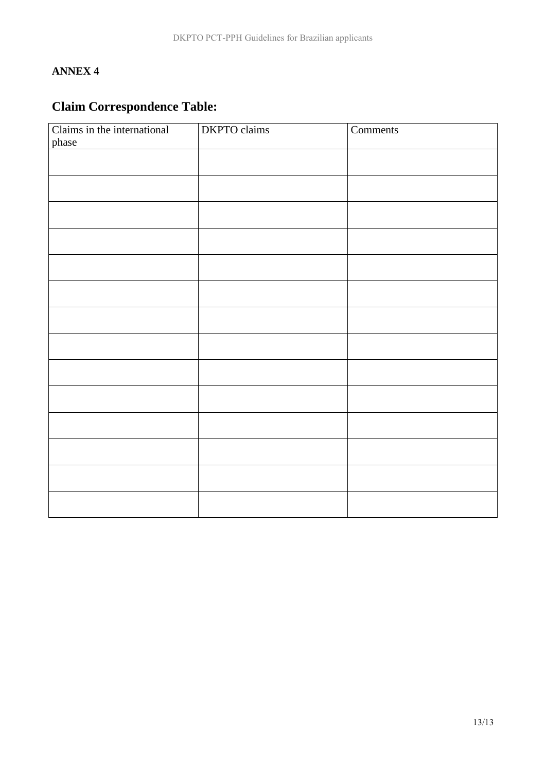**ANNEX 4**

## Claim Correspondence Table:

| Claims in the international phase | DKPTO claims | Comments |
|---|---|---|
| | | |
| | | |
| | | |
| | | |
| | | |
| | | |
| | | |
| | | |
| | | |
| | | |
| | | |
| | | |
| | | |
| | | |